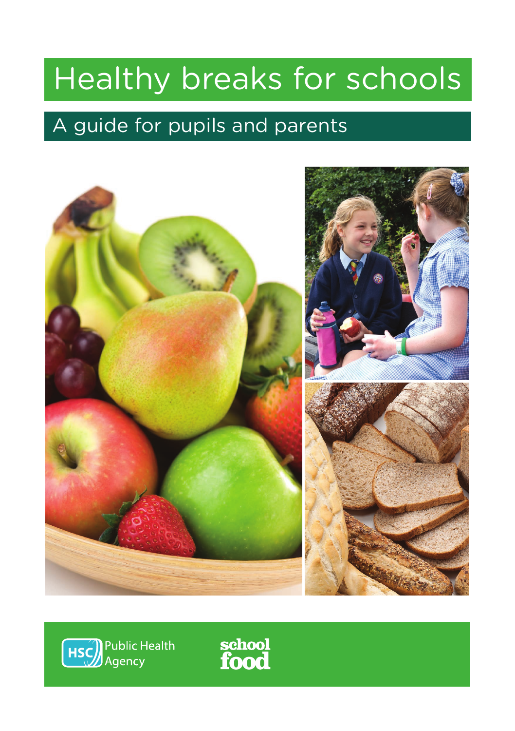# Healthy breaks for schools

## A guide for pupils and parents

HSC Public Health Agency

school food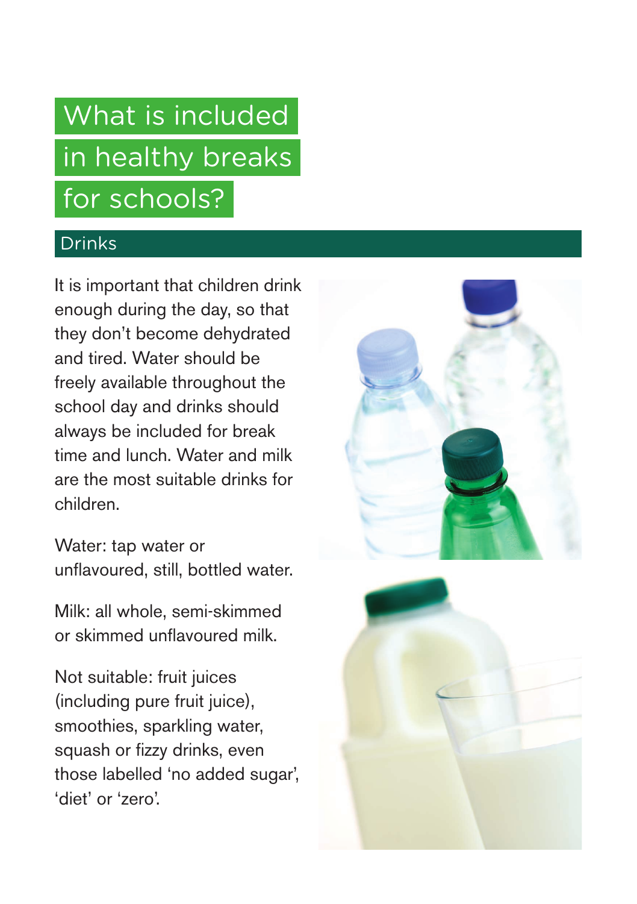# What is included in healthy breaks for schools?

## Drinks

It is important that children drink enough during the day, so that they don't become dehydrated and tired. Water should be freely available throughout the school day and drinks should always be included for break time and lunch. Water and milk are the most suitable drinks for children.

Water: tap water or unflavoured, still, bottled water.

Milk: all whole, semi-skimmed or skimmed unflavoured milk.

Not suitable: fruit juices (including pure fruit juice), smoothies, sparkling water, squash or fizzy drinks, even those labelled 'no added sugar', 'diet' or 'zero'.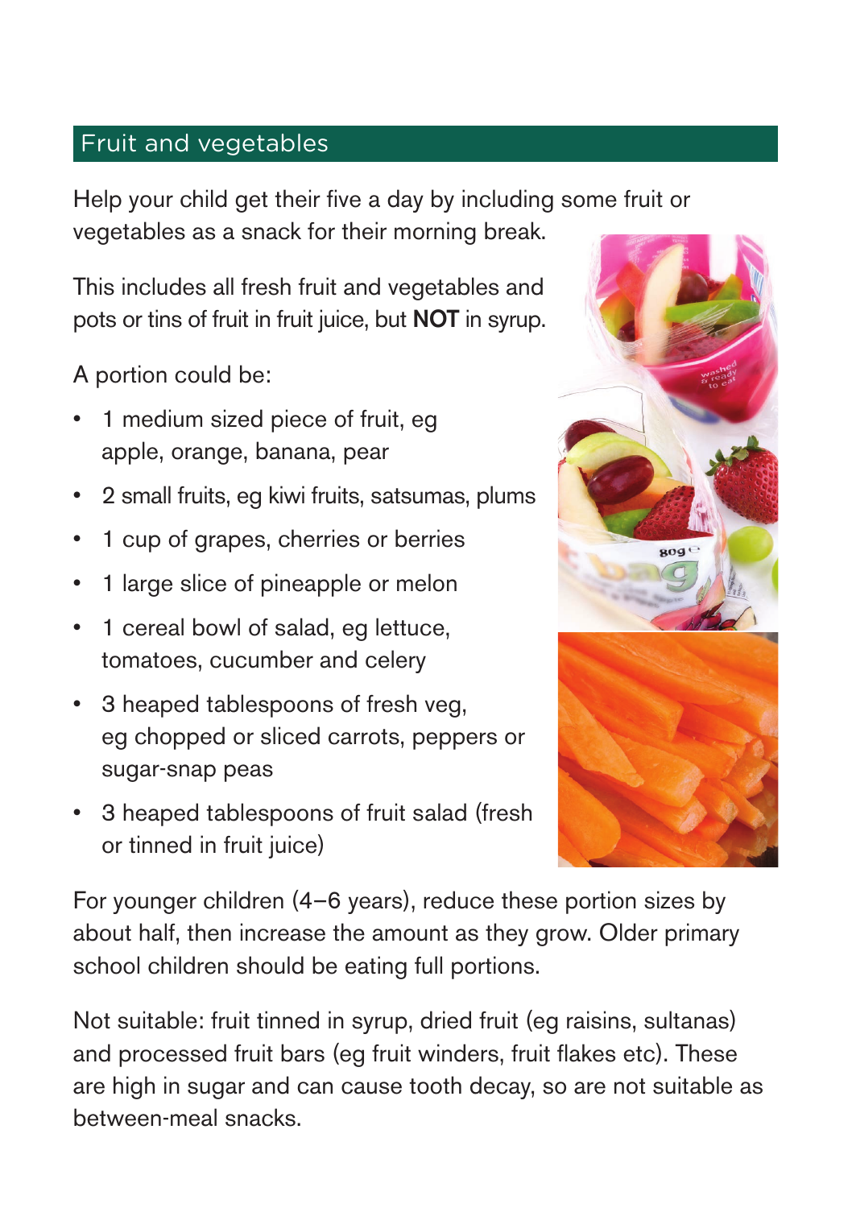## Fruit and vegetables

Help your child get their five a day by including some fruit or vegetables as a snack for their morning break.

This includes all fresh fruit and vegetables and pots or tins of fruit in fruit juice, but **NOT** in syrup.

A portion could be:

- 1 medium sized piece of fruit, eg apple, orange, banana, pear
- 2 small fruits, eg kiwi fruits, satsumas, plums
- 1 cup of grapes, cherries or berries
- 1 large slice of pineapple or melon
- 1 cereal bowl of salad, eg lettuce, tomatoes, cucumber and celery
- 3 heaped tablespoons of fresh veg, eg chopped or sliced carrots, peppers or sugar-snap peas
- 3 heaped tablespoons of fruit salad (fresh or tinned in fruit juice)

For younger children (4–6 years), reduce these portion sizes by about half, then increase the amount as they grow. Older primary school children should be eating full portions.

Not suitable: fruit tinned in syrup, dried fruit (eg raisins, sultanas) and processed fruit bars (eg fruit winders, fruit flakes etc). These are high in sugar and can cause tooth decay, so are not suitable as between-meal snacks.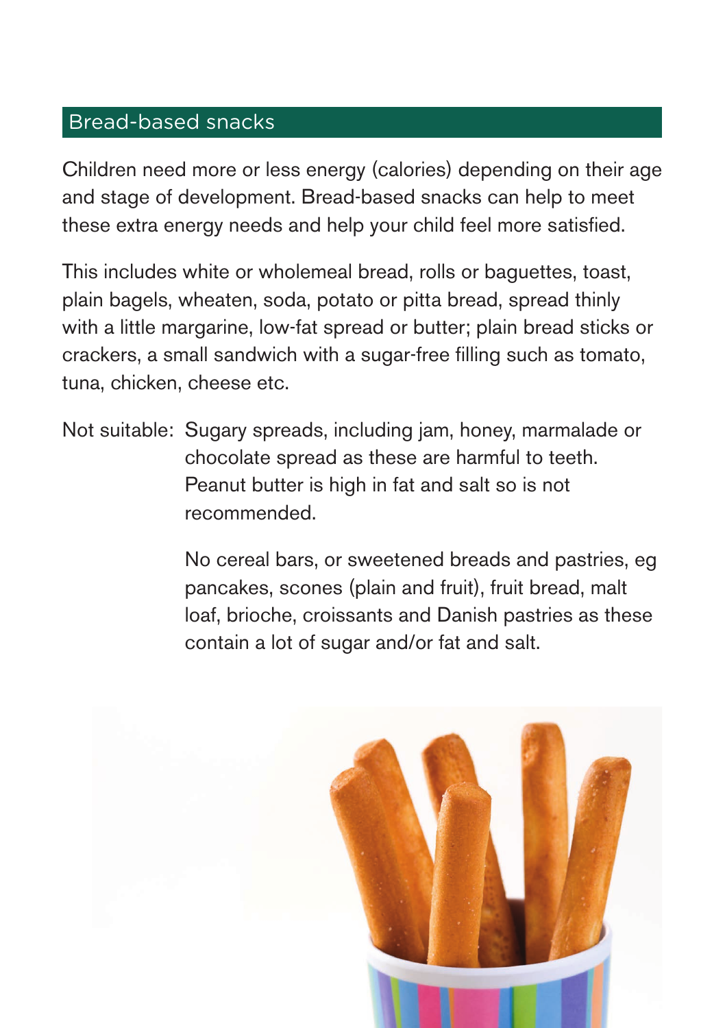## Bread-based snacks

Children need more or less energy (calories) depending on their age and stage of development. Bread-based snacks can help to meet these extra energy needs and help your child feel more satisfied.

This includes white or wholemeal bread, rolls or baguettes, toast, plain bagels, wheaten, soda, potato or pitta bread, spread thinly with a little margarine, low-fat spread or butter; plain bread sticks or crackers, a small sandwich with a sugar-free filling such as tomato, tuna, chicken, cheese etc.

Not suitable: Sugary spreads, including jam, honey, marmalade or chocolate spread as these are harmful to teeth. Peanut butter is high in fat and salt so is not recommended.

No cereal bars, or sweetened breads and pastries, eg pancakes, scones (plain and fruit), fruit bread, malt loaf, brioche, croissants and Danish pastries as these contain a lot of sugar and/or fat and salt.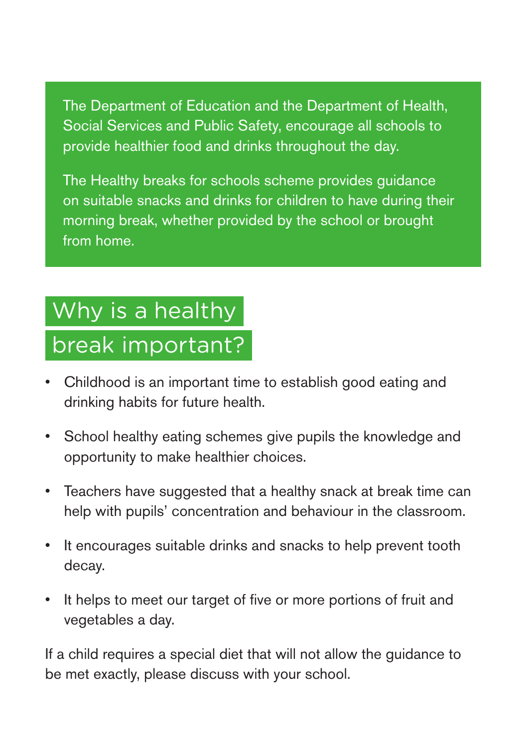The Department of Education and the Department of Health, Social Services and Public Safety, encourage all schools to provide healthier food and drinks throughout the day.

The Healthy breaks for schools scheme provides guidance on suitable snacks and drinks for children to have during their morning break, whether provided by the school or brought from home.

## Why is a healthy break important?

- Childhood is an important time to establish good eating and drinking habits for future health.
- School healthy eating schemes give pupils the knowledge and opportunity to make healthier choices.
- Teachers have suggested that a healthy snack at break time can help with pupils' concentration and behaviour in the classroom.
- It encourages suitable drinks and snacks to help prevent tooth decay.
- It helps to meet our target of five or more portions of fruit and vegetables a day.

If a child requires a special diet that will not allow the guidance to be met exactly, please discuss with your school.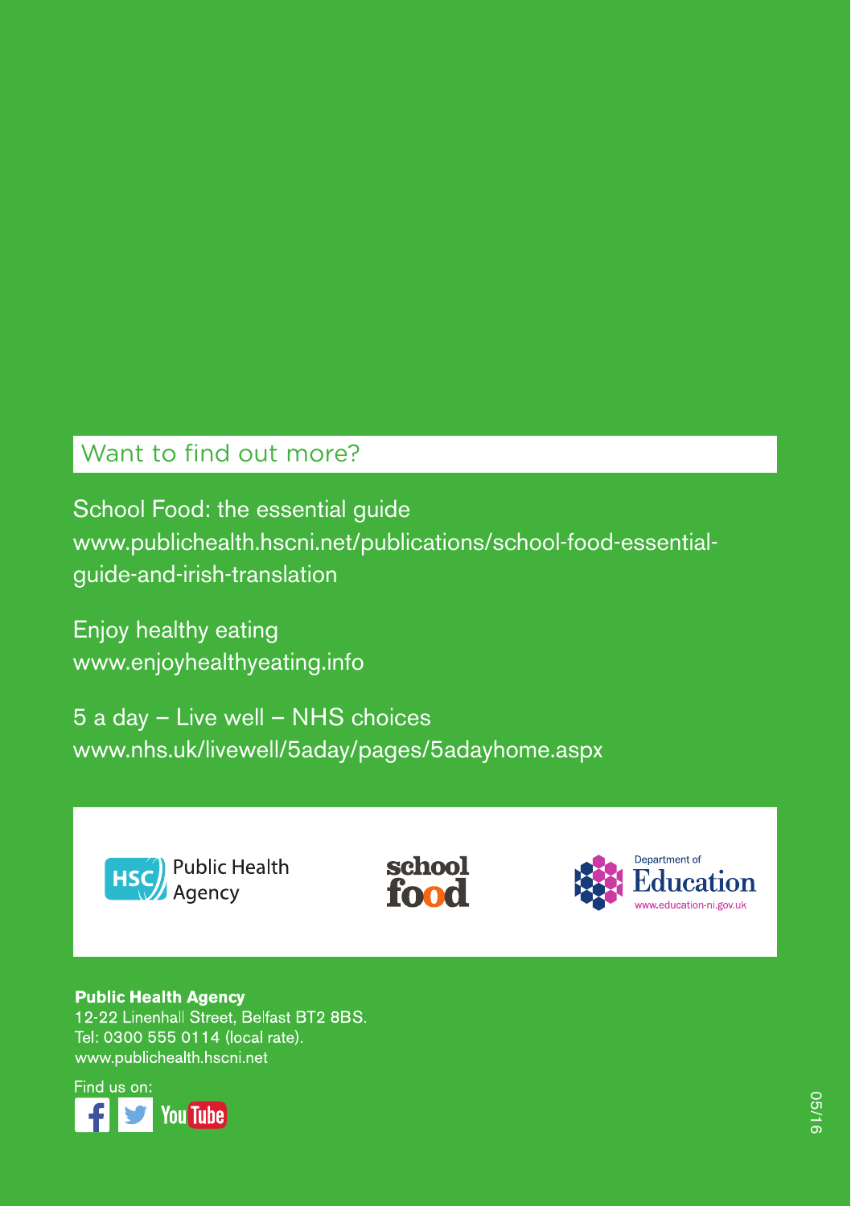## Want to find out more?

School Food: the essential guide
www.publichealth.hscni.net/publications/school-food-essential-guide-and-irish-translation

Enjoy healthy eating
www.enjoyhealthyeating.info

5 a day – Live well – NHS choices
www.nhs.uk/livewell/5aday/pages/5adayhome.aspx

HSC Public Health Agency

school food

Department of Education
www.education-ni.gov.uk

**Public Health Agency**
12-22 Linenhall Street, Belfast BT2 8BS.
Tel: 0300 555 0114 (local rate).
www.publichealth.hscni.net

Find us on:

05/16